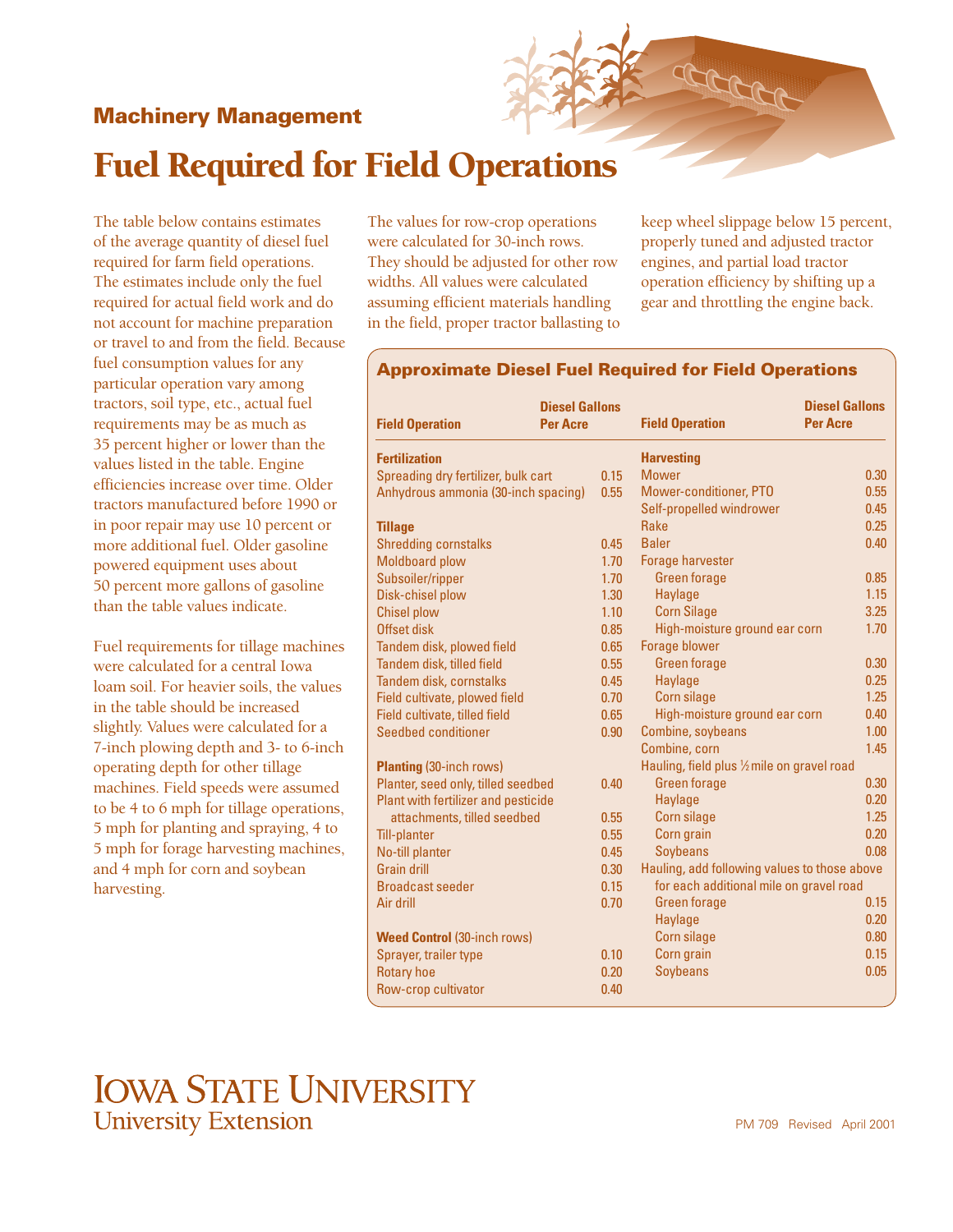## Machinery Management

# Fuel Required for Field Operations

The table below contains estimates of the average quantity of diesel fuel required for farm field operations. The estimates include only the fuel required for actual field work and do not account for machine preparation or travel to and from the field. Because fuel consumption values for any particular operation vary among tractors, soil type, etc., actual fuel requirements may be as much as 35 percent higher or lower than the values listed in the table. Engine efficiencies increase over time. Older tractors manufactured before 1990 or in poor repair may use 10 percent or more additional fuel. Older gasoline powered equipment uses about 50 percent more gallons of gasoline than the table values indicate.

Fuel requirements for tillage machines were calculated for a central Iowa loam soil. For heavier soils, the values in the table should be increased slightly. Values were calculated for a 7-inch plowing depth and 3- to 6-inch operating depth for other tillage machines. Field speeds were assumed to be 4 to 6 mph for tillage operations, 5 mph for planting and spraying, 4 to 5 mph for forage harvesting machines, and 4 mph for corn and soybean harvesting.

The values for row-crop operations were calculated for 30-inch rows. They should be adjusted for other row widths. All values were calculated assuming efficient materials handling in the field, proper tractor ballasting to keep wheel slippage below 15 percent, properly tuned and adjusted tractor engines, and partial load tractor operation efficiency by shifting up a gear and throttling the engine back.

### Approximate Diesel Fuel Required for Field Operations

| Field Operation | Diesel Gallons Per Acre |
|---|---|
| **Fertilization** | |
| Spreading dry fertilizer, bulk cart | 0.15 |
| Anhydrous ammonia (30-inch spacing) | 0.55 |
| **Tillage** | |
| Shredding cornstalks | 0.45 |
| Moldboard plow | 1.70 |
| Subsoiler/ripper | 1.70 |
| Disk-chisel plow | 1.30 |
| Chisel plow | 1.10 |
| Offset disk | 0.85 |
| Tandem disk, plowed field | 0.65 |
| Tandem disk, tilled field | 0.55 |
| Tandem disk, cornstalks | 0.45 |
| Field cultivate, plowed field | 0.70 |
| Field cultivate, tilled field | 0.65 |
| Seedbed conditioner | 0.90 |
| **Planting** (30-inch rows) | |
| Planter, seed only, tilled seedbed | 0.40 |
| Plant with fertilizer and pesticide attachments, tilled seedbed | 0.55 |
| Till-planter | 0.55 |
| No-till planter | 0.45 |
| Grain drill | 0.30 |
| Broadcast seeder | 0.15 |
| Air drill | 0.70 |
| **Weed Control** (30-inch rows) | |
| Sprayer, trailer type | 0.10 |
| Rotary hoe | 0.20 |
| Row-crop cultivator | 0.40 |
| **Harvesting** | |
| Mower | 0.30 |
| Mower-conditioner, PTO | 0.55 |
| Self-propelled windrower | 0.45 |
| Rake | 0.25 |
| Baler | 0.40 |
| Forage harvester | |
| Green forage | 0.85 |
| Haylage | 1.15 |
| Corn Silage | 3.25 |
| High-moisture ground ear corn | 1.70 |
| Forage blower | |
| Green forage | 0.30 |
| Haylage | 0.25 |
| Corn silage | 1.25 |
| High-moisture ground ear corn | 0.40 |
| Combine, soybeans | 1.00 |
| Combine, corn | 1.45 |
| Hauling, field plus ½ mile on gravel road | |
| Green forage | 0.30 |
| Haylage | 0.20 |
| Corn silage | 1.25 |
| Corn grain | 0.20 |
| Soybeans | 0.08 |
| Hauling, add following values to those above for each additional mile on gravel road | |
| Green forage | 0.15 |
| Haylage | 0.20 |
| Corn silage | 0.80 |
| Corn grain | 0.15 |
| Soybeans | 0.05 |

IOWA STATE UNIVERSITY
University Extension

PM 709 Revised April 2001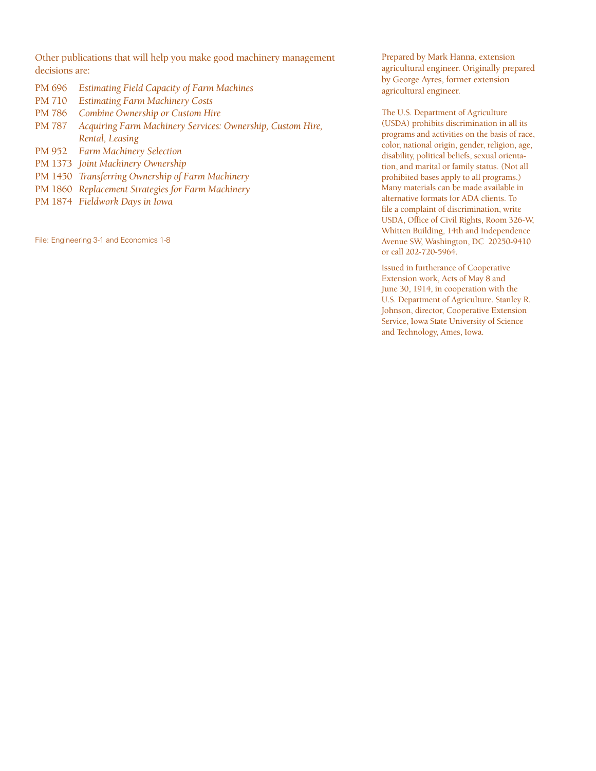Other publications that will help you make good machinery management decisions are:

PM 696 *Estimating Field Capacity of Farm Machines*
PM 710 *Estimating Farm Machinery Costs*
PM 786 *Combine Ownership or Custom Hire*
PM 787 *Acquiring Farm Machinery Services: Ownership, Custom Hire, Rental, Leasing*
PM 952 *Farm Machinery Selection*
PM 1373 *Joint Machinery Ownership*
PM 1450 *Transferring Ownership of Farm Machinery*
PM 1860 *Replacement Strategies for Farm Machinery*
PM 1874 *Fieldwork Days in Iowa*

File: Engineering 3-1 and Economics 1-8

Prepared by Mark Hanna, extension agricultural engineer. Originally prepared by George Ayres, former extension agricultural engineer.

The U.S. Department of Agriculture (USDA) prohibits discrimination in all its programs and activities on the basis of race, color, national origin, gender, religion, age, disability, political beliefs, sexual orientation, and marital or family status. (Not all prohibited bases apply to all programs.) Many materials can be made available in alternative formats for ADA clients. To file a complaint of discrimination, write USDA, Office of Civil Rights, Room 326-W, Whitten Building, 14th and Independence Avenue SW, Washington, DC 20250-9410 or call 202-720-5964.

Issued in furtherance of Cooperative Extension work, Acts of May 8 and June 30, 1914, in cooperation with the U.S. Department of Agriculture. Stanley R. Johnson, director, Cooperative Extension Service, Iowa State University of Science and Technology, Ames, Iowa.